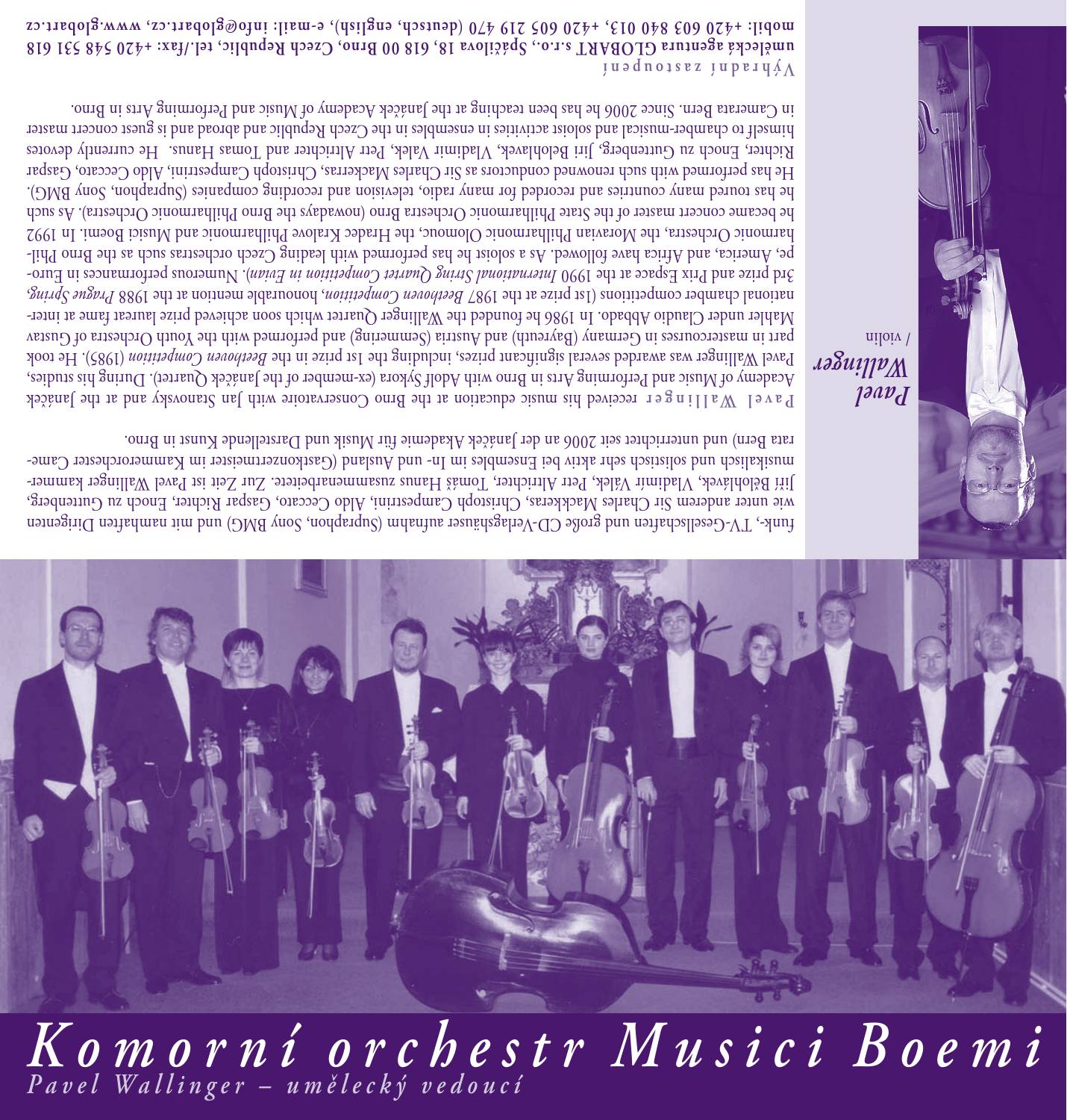funk-, TV-Gesellschaften und große CD-Verlagshäuser aufnahm (Supraphon, Sony BMG) und mit namhaften Dirigenten wie unter anderem Sir Charles Mackkeras, Christoph Campestrini, Aldo Ceccato, Gaspar Richter, Enoch zu Guttenberg, Jiří Bělohlávek, Vladimír Valek, Petr Altrichter, Tomáš Hanus zusammenarbeitete. Zur Zeit ist Pavel Wallinger kammermusikalisch und solistisch sehr aktiv bei Ensembles im In- und Ausland (Gastkonzertmeister im Kammerorchester Camerata Bern) und unterrichtet seit 2006 an der Janáček Akademie für Musik und Darstellende Kunst in Brno.

*Pavel Wallinger* / violin

**Pavel Wallinger** received his music education at the Brno Conservatoire with Jan Stanovsky and at the Janáček Academy of Music and Performing Arts in Brno with Adolf Sýkora (ex-member of the Janáček Quartet). During his studies, Pavel Wallinger was awarded several significant prizes, including the 1st prize in the *Beethoven Competition* (1985). He took part in mastercourses in Germany (Bayreuth) and Austria (Semmering) and performed with the Youth Orchestra of Gustav Mahler under Claudio Abbado. In 1986 he founded the Wallinger Quartet which soon achieved prize laureat fame at international chamber competitions (1st prize at the 1987 *Beethoven Competition*, honourable mention at the 1988 *Prague Spring*, 3rd prize and Prix Espace at the 1990 *International String Quartet Competition in Evian*). Numerous performances in Europe, America, and Africa have followed. As a soloist he has performed with leading Czech orchestras such as the Brno Philharmonic Orchestra, the Moravian Philharmonic Olomouc, the Hradec Kralove Philharmonic and Musici Boemi. In 1992 he became concert master of the State Philharmonic Orchestra Brno (nowadays the Brno Philharmonic Orchestra). As such he has toured many countries and recorded for many radio, television and recording companies (Supraphon, Sony BMG). He has performed with such renowned conductors as Sir Charles Mackkeras, Christoph Campestrini, Aldo Ceccato, Gaspar Richter, Enoch zu Guttenberg, Jiri Belohlavek, Vladimir Valek, Petr Altrichter and Tomas Hanus. He currently devotes himself to chamber-musical and soloist activities in ensembles in the Czech Republic and abroad and is guest concert master in Camerata Bern. Since 2006 he has been teaching at the Janáček Academy of Music and Performing Arts in Brno.

Výhradní zastoupení

**umělecká agentura GLOBART s.r.o., Spáčilova 18, 618 00 Brno, Czech Republic, tel./fax: +420 548 531 618**
**mobil: +420 603 840 013, +420 605 219 470 (deutsch, english), e-mail: info@globart.cz, www.globart.cz**

# *Komorní orchestr Musici Boemi*

*Pavel Wallinger – umělecký vedoucí*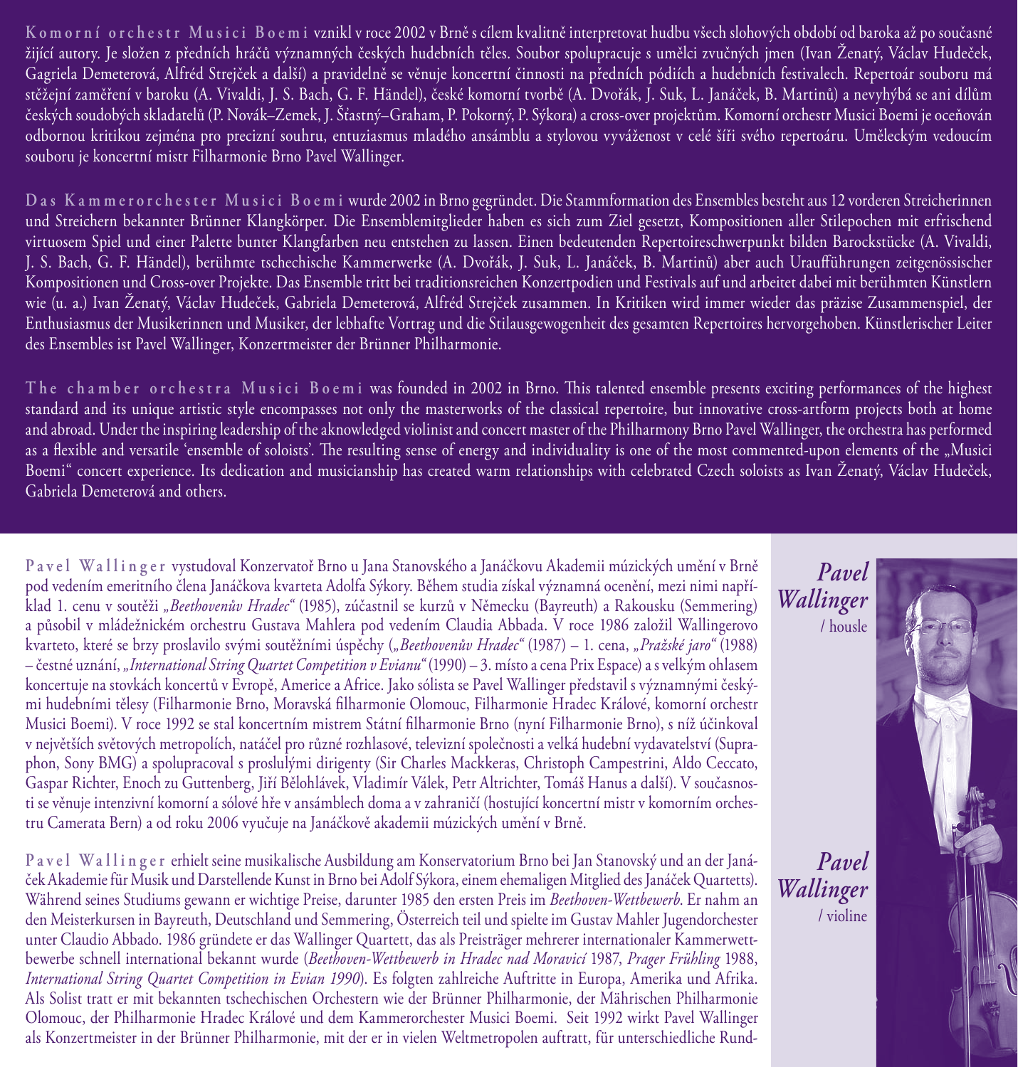**Komorní orchestr Musici Boemi** vznikl v roce 2002 v Brně s cílem kvalitně interpretovat hudbu všech slohových období od baroka až po současné žijící autory. Je složen z předních hráčů významných českých hudebních těles. Soubor spolupracuje s umělci zvučných jmen (Ivan Ženatý, Václav Hudeček, Gagriela Demeterová, Alfréd Strejček a další) a pravidelně se věnuje koncertní činnosti na předních pódiích a hudebních festivalech. Repertoár souboru má stěžejní zaměření v baroku (A. Vivaldi, J. S. Bach, G. F. Händel), české komorní tvorbě (A. Dvořák, J. Suk, L. Janáček, B. Martinů) a nevyhýbá se ani dílům českých soudobých skladatelů (P. Novák–Zemek, J. Šťastný–Graham, P. Pokorný, P. Sýkora) a cross-over projektům. Komorní orchestr Musici Boemi je oceňován odbornou kritikou zejména pro precizní souhru, entuziasmus mladého ansámblu a stylovou vyváženost v celé šíři svého repertoáru. Uměleckým vedoucím souboru je koncertní mistr Filharmonie Brno Pavel Wallinger.

**Das Kammerorchester Musici Boemi** wurde 2002 in Brno gegründet. Die Stammformation des Ensembles besteht aus 12 vorderen Streicherinnen und Streichern bekannter Brünner Klangkörper. Die Ensemblemitglieder haben es sich zum Ziel gesetzt, Kompositionen aller Stilepochen mit erfrischend virtuosem Spiel und einer Palette bunter Klangfarben neu entstehen zu lassen. Einen bedeutenden Repertoireschwerpunkt bilden Barockstücke (A. Vivaldi, J. S. Bach, G. F. Händel), berühmte tschechische Kammerwerke (A. Dvořák, J. Suk, L. Janáček, B. Martinů) aber auch Uraufführungen zeitgenössischer Kompositionen und Cross-over Projekte. Das Ensemble tritt bei traditionsreichen Konzertpodien und Festivals auf und arbeitet dabei mit berühmten Künstlern wie (u. a.) Ivan Ženatý, Václav Hudeček, Gabriela Demeterová, Alfréd Strejček zusammen. In Kritiken wird immer wieder das präzise Zusammenspiel, der Enthusiasmus der Musikerinnen und Musiker, der lebhafte Vortrag und die Stilausgewogenheit des gesamten Repertoires hervorgehoben. Künstlerischer Leiter des Ensembles ist Pavel Wallinger, Konzertmeister der Brünner Philharmonie.

**The chamber orchestra Musici Boemi** was founded in 2002 in Brno. This talented ensemble presents exciting performances of the highest standard and its unique artistic style encompasses not only the masterworks of the classical repertoire, but innovative cross-artform projects both at home and abroad. Under the inspiring leadership of the aknowledged violinist and concert master of the Philharmony Brno Pavel Wallinger, the orchestra has performed as a flexible and versatile 'ensemble of soloists'. The resulting sense of energy and individuality is one of the most commented-upon elements of the „Musici Boemi" concert experience. Its dedication and musicianship has created warm relationships with celebrated Czech soloists as Ivan Ženatý, Václav Hudeček, Gabriela Demeterová and others.

***Pavel Wallinger*** / housle

**Pavel Wallinger** vystudoval Konzervatoř Brno u Jana Stanovského a Janáčkovu Akademii múzických umění v Brně pod vedením emeritního člena Janáčkova kvarteta Adolfa Sýkory. Během studia získal významná ocenění, mezi nimi například 1. cenu v soutěži *„Beethovenův Hradec"* (1985), zúčastnil se kurzů v Německu (Bayreuth) a Rakousku (Semmering) a působil v mládežnickém orchestru Gustava Mahlera pod vedením Claudia Abbada. V roce 1986 založil Wallingerovo kvarteto, které se brzy proslavilo svými soutěžními úspěchy (*„Beethovenův Hradec"* (1987) – 1. cena, *„Pražské jaro"* (1988) – čestné uznání, *„International String Quartet Competition v Evianu"* (1990) – 3. místo a cena Prix Espace) a s velkým ohlasem koncertuje na stovkách koncertů v Evropě, Americe a Africe. Jako sólista se Pavel Wallinger představil s významnými českými hudebními tělesy (Filharmonie Brno, Moravská filharmonie Olomouc, Filharmonie Hradec Králové, komorní orchestr Musici Boemi). V roce 1992 se stal koncertním mistrem Státní filharmonie Brno (nyní Filharmonie Brno), s níž účinkoval v největších světových metropolích, natáčel pro různé rozhlasové, televizní společnosti a velká hudební vydavatelství (Supraphon, Sony BMG) a spolupracoval s proslulými dirigenty (Sir Charles Mackkeras, Christoph Campestrini, Aldo Ceccato, Gaspar Richter, Enoch zu Guttenberg, Jiří Bělohlávek, Vladimír Válek, Petr Altrichter, Tomáš Hanus a další). V současnosti se věnuje intenzivní komorní a sólové hře v ansámblech doma a v zahraničí (hostující koncertní mistr v komorním orchestru Camerata Bern) a od roku 2006 vyučuje na Janáčkově akademii múzických umění v Brně.

***Pavel Wallinger*** / violine

**Pavel Wallinger** erhielt seine musikalische Ausbildung am Konservatorium Brno bei Jan Stanovský und an der Janáček Akademie für Musik und Darstellende Kunst in Brno bei Adolf Sýkora, einem ehemaligen Mitglied des Janáček Quartetts). Während seines Studiums gewann er wichtige Preise, darunter 1985 den ersten Preis im *Beethoven-Wettbewerb*. Er nahm an den Meisterkursen in Bayreuth, Deutschland und Semmering, Österreich teil und spielte im Gustav Mahler Jugendorchester unter Claudio Abbado. 1986 gründete er das Wallinger Quartett, das als Preisträger mehrerer internationaler Kammerwettbewerbe schnell international bekannt wurde (*Beethoven-Wettbewerb in Hradec nad Moravicí* 1987, *Prager Frühling* 1988, *International String Quartet Competition in Evian 1990*). Es folgten zahlreiche Auftritte in Europa, Amerika und Afrika. Als Solist tratt er mit bekannten tschechischen Orchestern wie der Brünner Philharmonie, der Mährischen Philharmonie Olomouc, der Philharmonie Hradec Králové und dem Kammerorchester Musici Boemi. Seit 1992 wirkt Pavel Wallinger als Konzertmeister in der Brünner Philharmonie, mit der er in vielen Weltmetropolen auftratt, für unterschiedliche Rund-